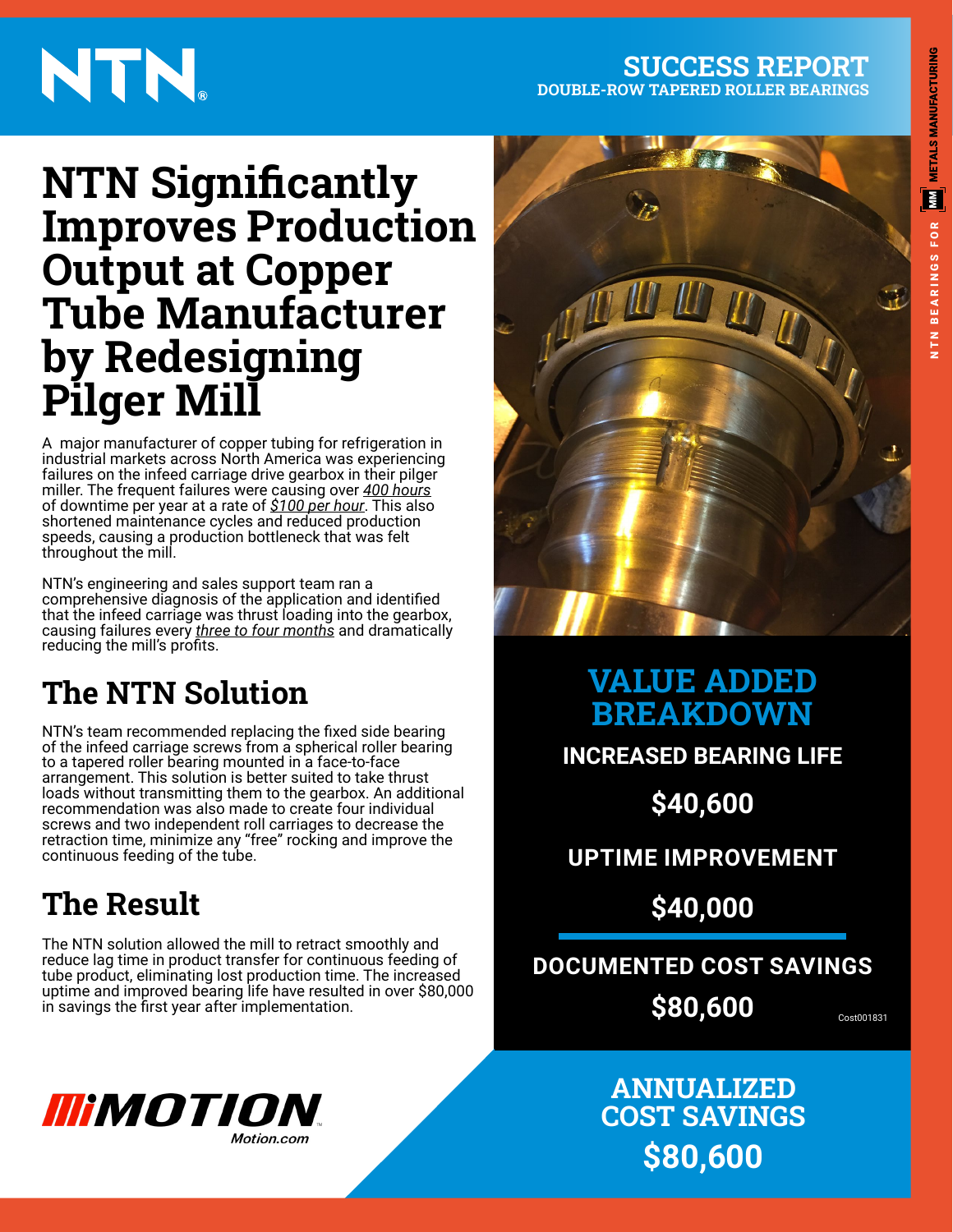NTN®

**SUCCESS REPORT**
**DOUBLE-ROW TAPERED ROLLER BEARINGS**

NTN BEARINGS FOR METALS MANUFACTURING

# NTN Significantly Improves Production Output at Copper Tube Manufacturer by Redesigning Pilger Mill

A major manufacturer of copper tubing for refrigeration in industrial markets across North America was experiencing failures on the infeed carriage drive gearbox in their pilger miller. The frequent failures were causing over _400 hours_ of downtime per year at a rate of _$100 per hour_. This also shortened maintenance cycles and reduced production speeds, causing a production bottleneck that was felt throughout the mill.

NTN's engineering and sales support team ran a comprehensive diagnosis of the application and identified that the infeed carriage was thrust loading into the gearbox, causing failures every _three to four months_ and dramatically reducing the mill's profits.

## The NTN Solution

NTN's team recommended replacing the fixed side bearing of the infeed carriage screws from a spherical roller bearing to a tapered roller bearing mounted in a face-to-face arrangement. This solution is better suited to take thrust loads without transmitting them to the gearbox. An additional recommendation was also made to create four individual screws and two independent roll carriages to decrease the retraction time, minimize any "free" rocking and improve the continuous feeding of the tube.

## The Result

The NTN solution allowed the mill to retract smoothly and reduce lag time in product transfer for continuous feeding of tube product, eliminating lost production time. The increased uptime and improved bearing life have resulted in over $80,000 in savings the first year after implementation.

## VALUE ADDED BREAKDOWN

**INCREASED BEARING LIFE**

**$40,600**

**UPTIME IMPROVEMENT**

**$40,000**

**DOCUMENTED COST SAVINGS**

**$80,600**

Cost001831

**ANNUALIZED COST SAVINGS**

**$80,600**

MOTION™
Motion.com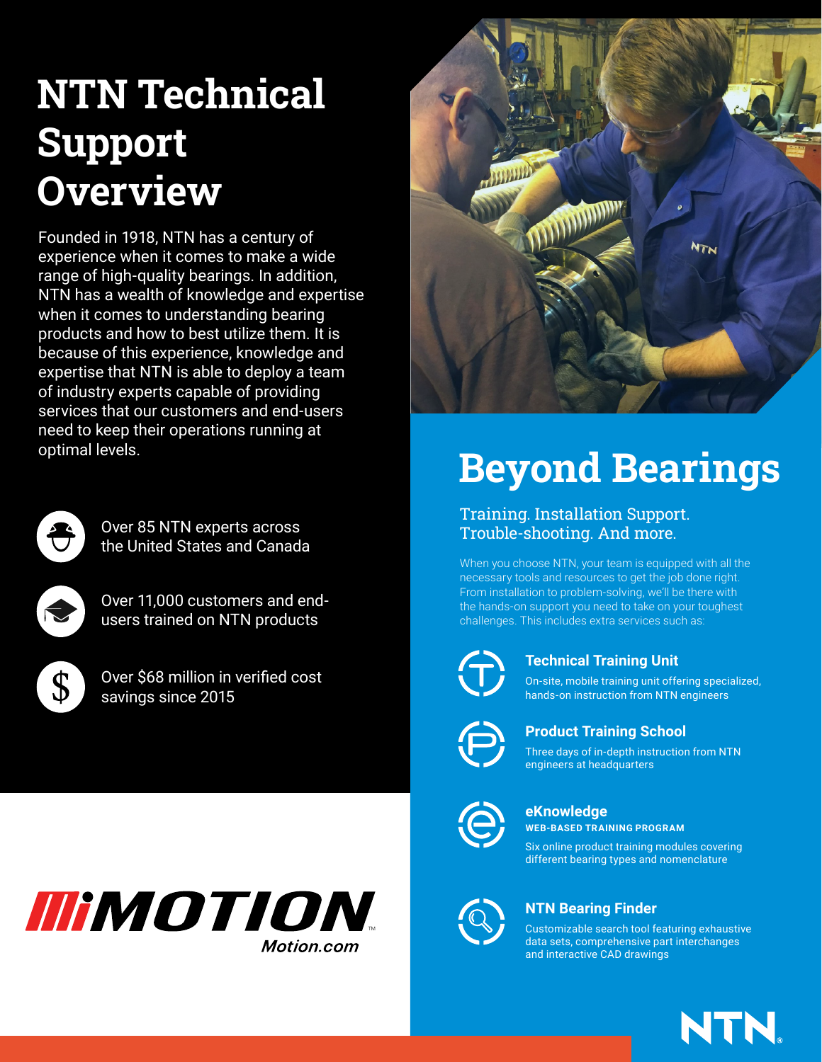# NTN Technical Support Overview

Founded in 1918, NTN has a century of experience when it comes to make a wide range of high-quality bearings. In addition, NTN has a wealth of knowledge and expertise when it comes to understanding bearing products and how to best utilize them. It is because of this experience, knowledge and expertise that NTN is able to deploy a team of industry experts capable of providing services that our customers and end-users need to keep their operations running at optimal levels.

Over 85 NTN experts across the United States and Canada

Over 11,000 customers and end-users trained on NTN products

Over $68 million in verified cost savings since 2015

MiMOTION
Motion.com

# Beyond Bearings

Training. Installation Support. Trouble-shooting. And more.

When you choose NTN, your team is equipped with all the necessary tools and resources to get the job done right. From installation to problem-solving, we'll be there with the hands-on support you need to take on your toughest challenges. This includes extra services such as:

### Technical Training Unit

On-site, mobile training unit offering specialized, hands-on instruction from NTN engineers

### Product Training School

Three days of in-depth instruction from NTN engineers at headquarters

### eKnowledge

**WEB-BASED TRAINING PROGRAM**

Six online product training modules covering different bearing types and nomenclature

### NTN Bearing Finder

Customizable search tool featuring exhaustive data sets, comprehensive part interchanges and interactive CAD drawings

NTN